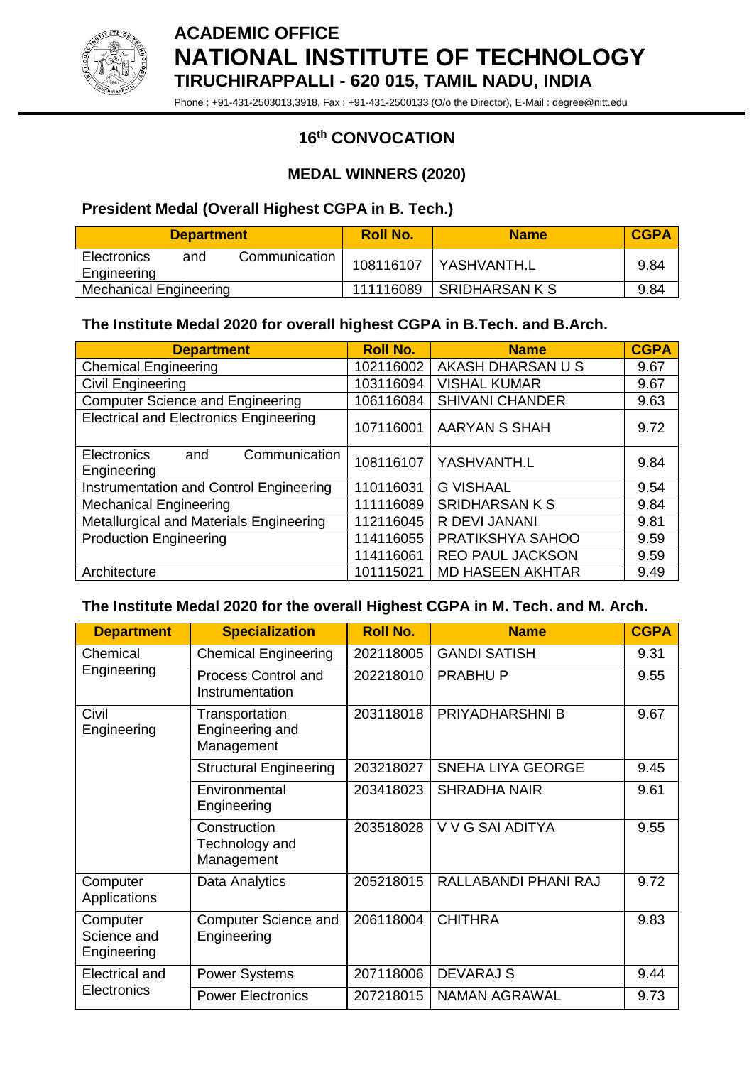# ACADEMIC OFFICE
# NATIONAL INSTITUTE OF TECHNOLOGY
## TIRUCHIRAPPALLI - 620 015, TAMIL NADU, INDIA

Phone : +91-431-2503013,3918, Fax : +91-431-2500133 (O/o the Director), E-Mail : degree@nitt.edu

## 16th CONVOCATION

### MEDAL WINNERS (2020)

### President Medal (Overall Highest CGPA in B. Tech.)

| Department | Roll No. | Name | CGPA |
|---|---|---|---|
| Electronics and Communication Engineering | 108116107 | YASHVANTH.L | 9.84 |
| Mechanical Engineering | 111116089 | SRIDHARSAN K S | 9.84 |

### The Institute Medal 2020 for overall highest CGPA in B.Tech. and B.Arch.

| Department | Roll No. | Name | CGPA |
|---|---|---|---|
| Chemical Engineering | 102116002 | AKASH DHARSAN U S | 9.67 |
| Civil Engineering | 103116094 | VISHAL KUMAR | 9.67 |
| Computer Science and Engineering | 106116084 | SHIVANI CHANDER | 9.63 |
| Electrical and Electronics Engineering | 107116001 | AARYAN S SHAH | 9.72 |
| Electronics and Communication Engineering | 108116107 | YASHVANTH.L | 9.84 |
| Instrumentation and Control Engineering | 110116031 | G VISHAAL | 9.54 |
| Mechanical Engineering | 111116089 | SRIDHARSAN K S | 9.84 |
| Metallurgical and Materials Engineering | 112116045 | R DEVI JANANI | 9.81 |
| Production Engineering | 114116055 | PRATIKSHYA SAHOO | 9.59 |
| | 114116061 | REO PAUL JACKSON | 9.59 |
| Architecture | 101115021 | MD HASEEN AKHTAR | 9.49 |

### The Institute Medal 2020 for the overall Highest CGPA in M. Tech. and M. Arch.

| Department | Specialization | Roll No. | Name | CGPA |
|---|---|---|---|---|
| Chemical Engineering | Chemical Engineering | 202118005 | GANDI SATISH | 9.31 |
| | Process Control and Instrumentation | 202218010 | PRABHU P | 9.55 |
| Civil Engineering | Transportation Engineering and Management | 203118018 | PRIYADHARSHNI B | 9.67 |
| | Structural Engineering | 203218027 | SNEHA LIYA GEORGE | 9.45 |
| | Environmental Engineering | 203418023 | SHRADHA NAIR | 9.61 |
| | Construction Technology and Management | 203518028 | V V G SAI ADITYA | 9.55 |
| Computer Applications | Data Analytics | 205218015 | RALLABANDI PHANI RAJ | 9.72 |
| Computer Science and Engineering | Computer Science and Engineering | 206118004 | CHITHRA | 9.83 |
| Electrical and Electronics | Power Systems | 207118006 | DEVARAJ S | 9.44 |
| | Power Electronics | 207218015 | NAMAN AGRAWAL | 9.73 |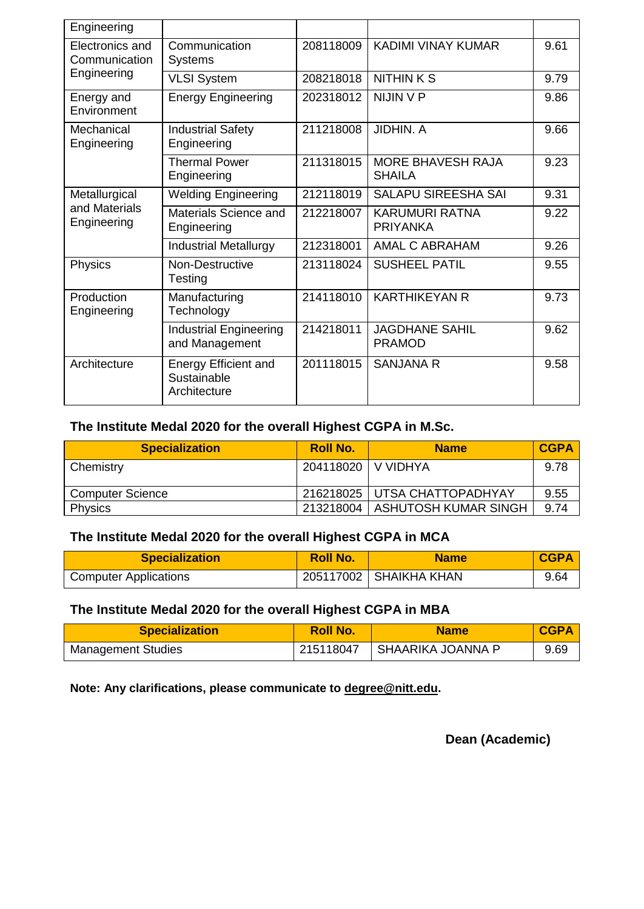| | | | | |
|---|---|---|---|---|
| Engineering | | | | |
| Electronics and Communication Engineering | Communication Systems | 208118009 | KADIMI VINAY KUMAR | 9.61 |
| | VLSI System | 208218018 | NITHIN K S | 9.79 |
| Energy and Environment | Energy Engineering | 202318012 | NIJIN V P | 9.86 |
| Mechanical Engineering | Industrial Safety Engineering | 211218008 | JIDHIN. A | 9.66 |
| | Thermal Power Engineering | 211318015 | MORE BHAVESH RAJA SHAILA | 9.23 |
| Metallurgical and Materials Engineering | Welding Engineering | 212118019 | SALAPU SIREESHA SAI | 9.31 |
| | Materials Science and Engineering | 212218007 | KARUMURI RATNA PRIYANKA | 9.22 |
| | Industrial Metallurgy | 212318001 | AMAL C ABRAHAM | 9.26 |
| Physics | Non-Destructive Testing | 213118024 | SUSHEEL PATIL | 9.55 |
| Production Engineering | Manufacturing Technology | 214118010 | KARTHIKEYAN R | 9.73 |
| | Industrial Engineering and Management | 214218011 | JAGDHANE SAHIL PRAMOD | 9.62 |
| Architecture | Energy Efficient and Sustainable Architecture | 201118015 | SANJANA R | 9.58 |

**The Institute Medal 2020 for the overall Highest CGPA in M.Sc.**

| Specialization | Roll No. | Name | CGPA |
|---|---|---|---|
| Chemistry | 204118020 | V VIDHYA | 9.78 |
| Computer Science | 216218025 | UTSA CHATTOPADHYAY | 9.55 |
| Physics | 213218004 | ASHUTOSH KUMAR SINGH | 9.74 |

**The Institute Medal 2020 for the overall Highest CGPA in MCA**

| Specialization | Roll No. | Name | CGPA |
|---|---|---|---|
| Computer Applications | 205117002 | SHAIKHA KHAN | 9.64 |

**The Institute Medal 2020 for the overall Highest CGPA in MBA**

| Specialization | Roll No. | Name | CGPA |
|---|---|---|---|
| Management Studies | 215118047 | SHAARIKA JOANNA P | 9.69 |

**Note: Any clarifications, please communicate to degree@nitt.edu.**

**Dean (Academic)**